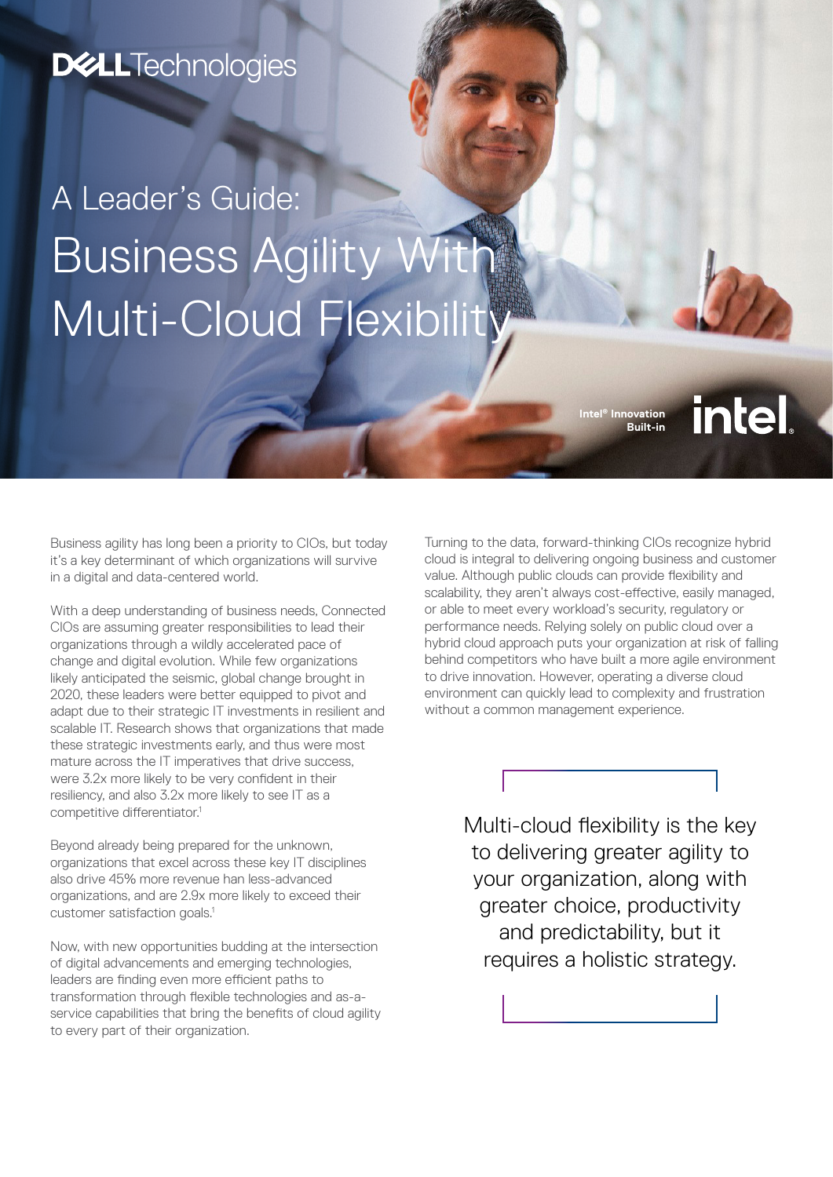Dell Technologies

# A Leader's Guide: Business Agility With Multi-Cloud Flexibility

Intel® Innovation Built-in

intel.

Business agility has long been a priority to CIOs, but today it's a key determinant of which organizations will survive in a digital and data-centered world.

With a deep understanding of business needs, Connected CIOs are assuming greater responsibilities to lead their organizations through a wildly accelerated pace of change and digital evolution. While few organizations likely anticipated the seismic, global change brought in 2020, these leaders were better equipped to pivot and adapt due to their strategic IT investments in resilient and scalable IT. Research shows that organizations that made these strategic investments early, and thus were most mature across the IT imperatives that drive success, were 3.2x more likely to be very confident in their resiliency, and also 3.2x more likely to see IT as a competitive differentiator.[1]

Beyond already being prepared for the unknown, organizations that excel across these key IT disciplines also drive 45% more revenue han less-advanced organizations, and are 2.9x more likely to exceed their customer satisfaction goals.[1]

Now, with new opportunities budding at the intersection of digital advancements and emerging technologies, leaders are finding even more efficient paths to transformation through flexible technologies and as-a-service capabilities that bring the benefits of cloud agility to every part of their organization.

Turning to the data, forward-thinking CIOs recognize hybrid cloud is integral to delivering ongoing business and customer value. Although public clouds can provide flexibility and scalability, they aren't always cost-effective, easily managed, or able to meet every workload's security, regulatory or performance needs. Relying solely on public cloud over a hybrid cloud approach puts your organization at risk of falling behind competitors who have built a more agile environment to drive innovation. However, operating a diverse cloud environment can quickly lead to complexity and frustration without a common management experience.

> Multi-cloud flexibility is the key to delivering greater agility to your organization, along with greater choice, productivity and predictability, but it requires a holistic strategy.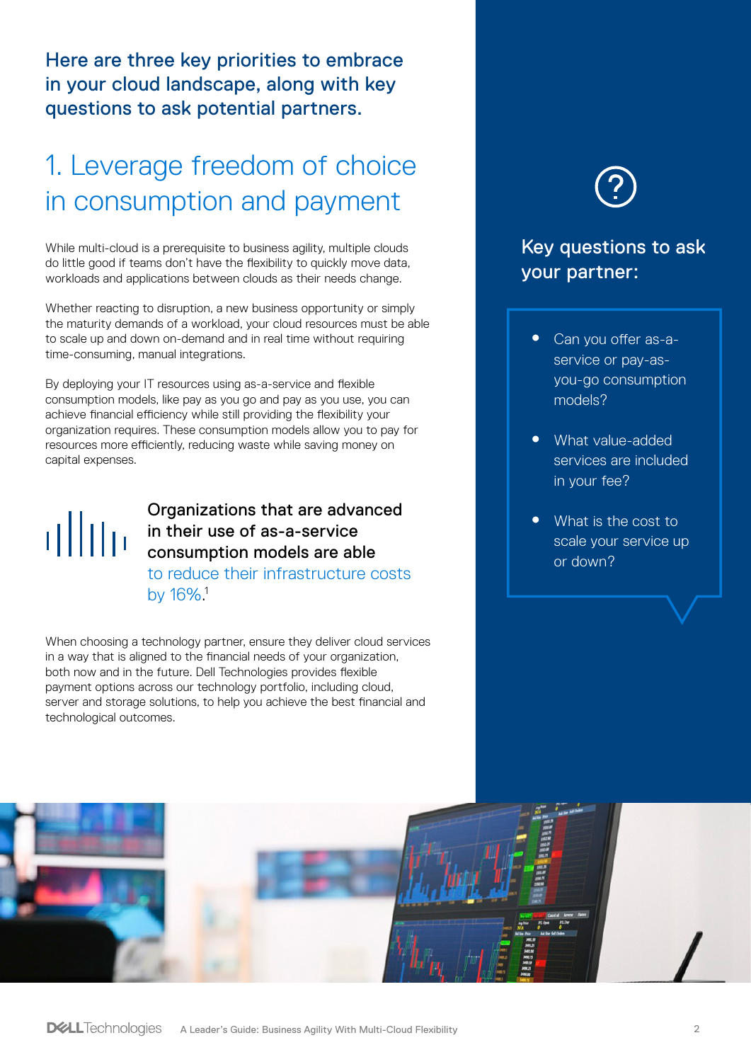Here are three key priorities to embrace in your cloud landscape, along with key questions to ask potential partners.

## 1. Leverage freedom of choice in consumption and payment

While multi-cloud is a prerequisite to business agility, multiple clouds do little good if teams don't have the flexibility to quickly move data, workloads and applications between clouds as their needs change.

Whether reacting to disruption, a new business opportunity or simply the maturity demands of a workload, your cloud resources must be able to scale up and down on-demand and in real time without requiring time-consuming, manual integrations.

By deploying your IT resources using as-a-service and flexible consumption models, like pay as you go and pay as you use, you can achieve financial efficiency while still providing the flexibility your organization requires. These consumption models allow you to pay for resources more efficiently, reducing waste while saving money on capital expenses.

**Organizations that are advanced in their use of as-a-service consumption models are able to reduce their infrastructure costs by 16%.[1]**

When choosing a technology partner, ensure they deliver cloud services in a way that is aligned to the financial needs of your organization, both now and in the future. Dell Technologies provides flexible payment options across our technology portfolio, including cloud, server and storage solutions, to help you achieve the best financial and technological outcomes.

### Key questions to ask your partner:

- Can you offer as-a-service or pay-as-you-go consumption models?
- What value-added services are included in your fee?
- What is the cost to scale your service up or down?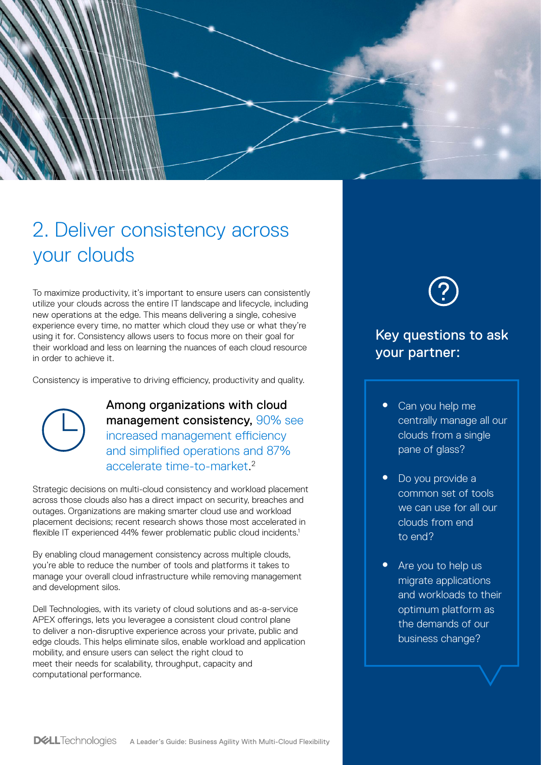## 2. Deliver consistency across your clouds

To maximize productivity, it's important to ensure users can consistently utilize your clouds across the entire IT landscape and lifecycle, including new operations at the edge. This means delivering a single, cohesive experience every time, no matter which cloud they use or what they're using it for. Consistency allows users to focus more on their goal for their workload and less on learning the nuances of each cloud resource in order to achieve it.

Consistency is imperative to driving efficiency, productivity and quality.

**Among organizations with cloud management consistency,** 90% see increased management efficiency and simplified operations and 87% accelerate time-to-market.[2]

Strategic decisions on multi-cloud consistency and workload placement across those clouds also has a direct impact on security, breaches and outages. Organizations are making smarter cloud use and workload placement decisions; recent research shows those most accelerated in flexible IT experienced 44% fewer problematic public cloud incidents.[1]

By enabling cloud management consistency across multiple clouds, you're able to reduce the number of tools and platforms it takes to manage your overall cloud infrastructure while removing management and development silos.

Dell Technologies, with its variety of cloud solutions and as-a-service APEX offerings, lets you leveragee a consistent cloud control plane to deliver a non-disruptive experience across your private, public and edge clouds. This helps eliminate silos, enable workload and application mobility, and ensure users can select the right cloud to meet their needs for scalability, throughput, capacity and computational performance.

### Key questions to ask your partner:

- Can you help me centrally manage all our clouds from a single pane of glass?
- Do you provide a common set of tools we can use for all our clouds from end to end?
- Are you to help us migrate applications and workloads to their optimum platform as the demands of our business change?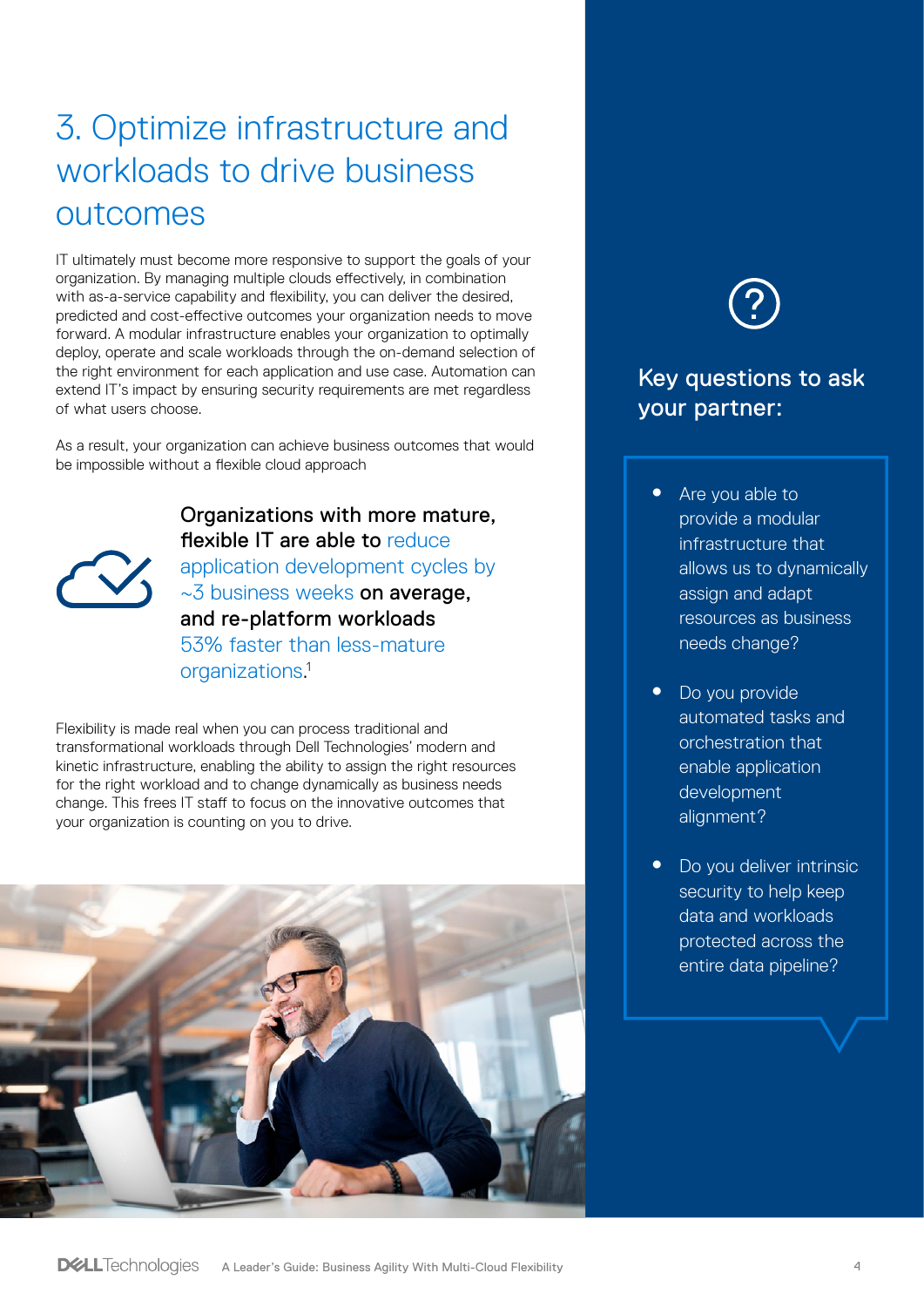# 3. Optimize infrastructure and workloads to drive business outcomes

IT ultimately must become more responsive to support the goals of your organization. By managing multiple clouds effectively, in combination with as-a-service capability and flexibility, you can deliver the desired, predicted and cost-effective outcomes your organization needs to move forward. A modular infrastructure enables your organization to optimally deploy, operate and scale workloads through the on-demand selection of the right environment for each application and use case. Automation can extend IT's impact by ensuring security requirements are met regardless of what users choose.

As a result, your organization can achieve business outcomes that would be impossible without a flexible cloud approach

**Organizations with more mature, flexible IT are able to reduce application development cycles by ~3 business weeks on average, and re-platform workloads 53% faster than less-mature organizations.[1]**

Flexibility is made real when you can process traditional and transformational workloads through Dell Technologies' modern and kinetic infrastructure, enabling the ability to assign the right resources for the right workload and to change dynamically as business needs change. This frees IT staff to focus on the innovative outcomes that your organization is counting on you to drive.

## Key questions to ask your partner:

- Are you able to provide a modular infrastructure that allows us to dynamically assign and adapt resources as business needs change?
- Do you provide automated tasks and orchestration that enable application development alignment?
- Do you deliver intrinsic security to help keep data and workloads protected across the entire data pipeline?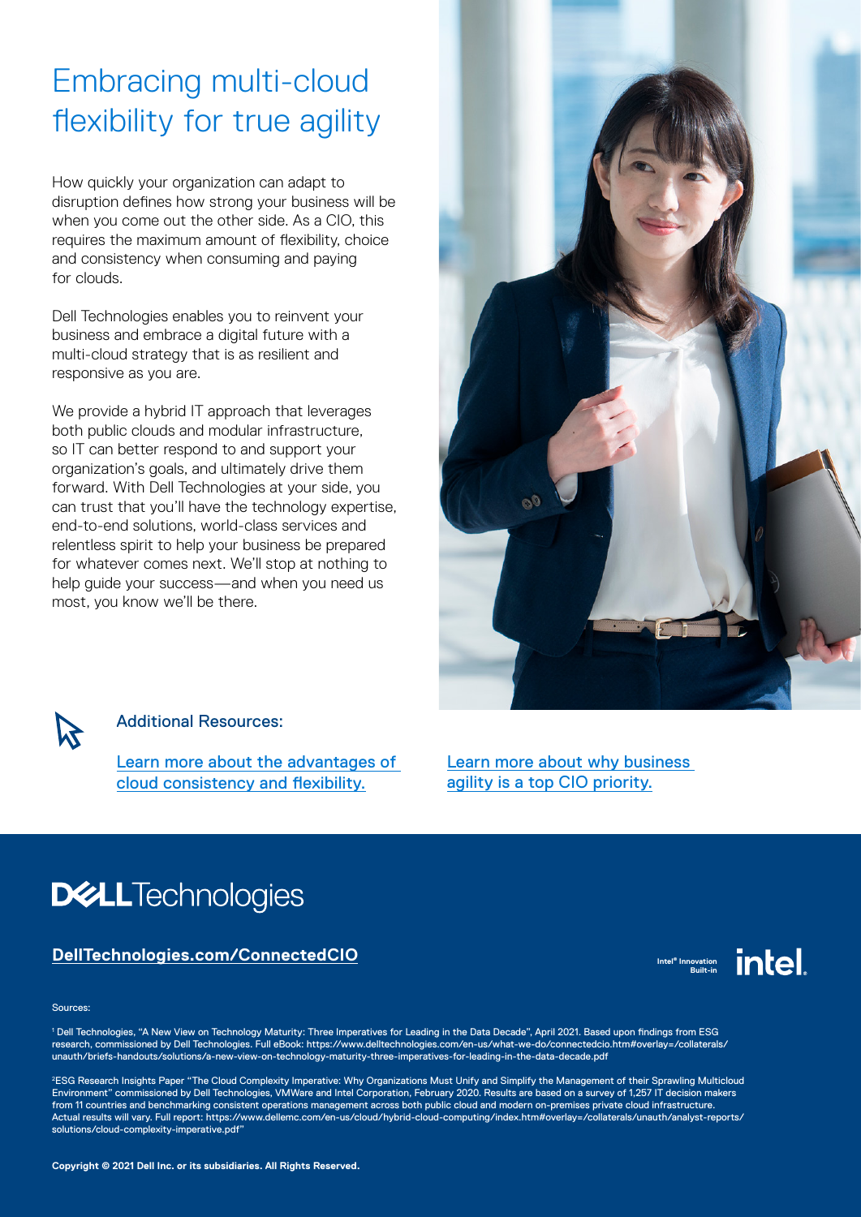# Embracing multi-cloud flexibility for true agility

How quickly your organization can adapt to disruption defines how strong your business will be when you come out the other side. As a CIO, this requires the maximum amount of flexibility, choice and consistency when consuming and paying for clouds.

Dell Technologies enables you to reinvent your business and embrace a digital future with a multi-cloud strategy that is as resilient and responsive as you are.

We provide a hybrid IT approach that leverages both public clouds and modular infrastructure, so IT can better respond to and support your organization's goals, and ultimately drive them forward. With Dell Technologies at your side, you can trust that you'll have the technology expertise, end-to-end solutions, world-class services and relentless spirit to help your business be prepared for whatever comes next. We'll stop at nothing to help guide your success—and when you need us most, you know we'll be there.

### Additional Resources:

[Learn more about the advantages of cloud consistency and flexibility.]

[Learn more about why business agility is a top CIO priority.]

**DELL Technologies**

**DellTechnologies.com/ConnectedCIO**

Intel® Innovation Built-in intel.

Sources:

[1] Dell Technologies, "A New View on Technology Maturity: Three Imperatives for Leading in the Data Decade", April 2021. Based upon findings from ESG research, commissioned by Dell Technologies. Full eBook: https://www.delltechnologies.com/en-us/what-we-do/connectedcio.htm#overlay=/collaterals/unauth/briefs-handouts/solutions/a-new-view-on-technology-maturity-three-imperatives-for-leading-in-the-data-decade.pdf

[2] ESG Research Insights Paper "The Cloud Complexity Imperative: Why Organizations Must Unify and Simplify the Management of their Sprawling Multicloud Environment" commissioned by Dell Technologies, VMWare and Intel Corporation, February 2020. Results are based on a survey of 1,257 IT decision makers from 11 countries and benchmarking consistent operations management across both public cloud and modern on-premises private cloud infrastructure. Actual results will vary. Full report: https://www.dellemc.com/en-us/cloud/hybrid-cloud-computing/index.htm#overlay=/collaterals/unauth/analyst-reports/solutions/cloud-complexity-imperative.pdf"

**Copyright © 2021 Dell Inc. or its subsidiaries. All Rights Reserved.**